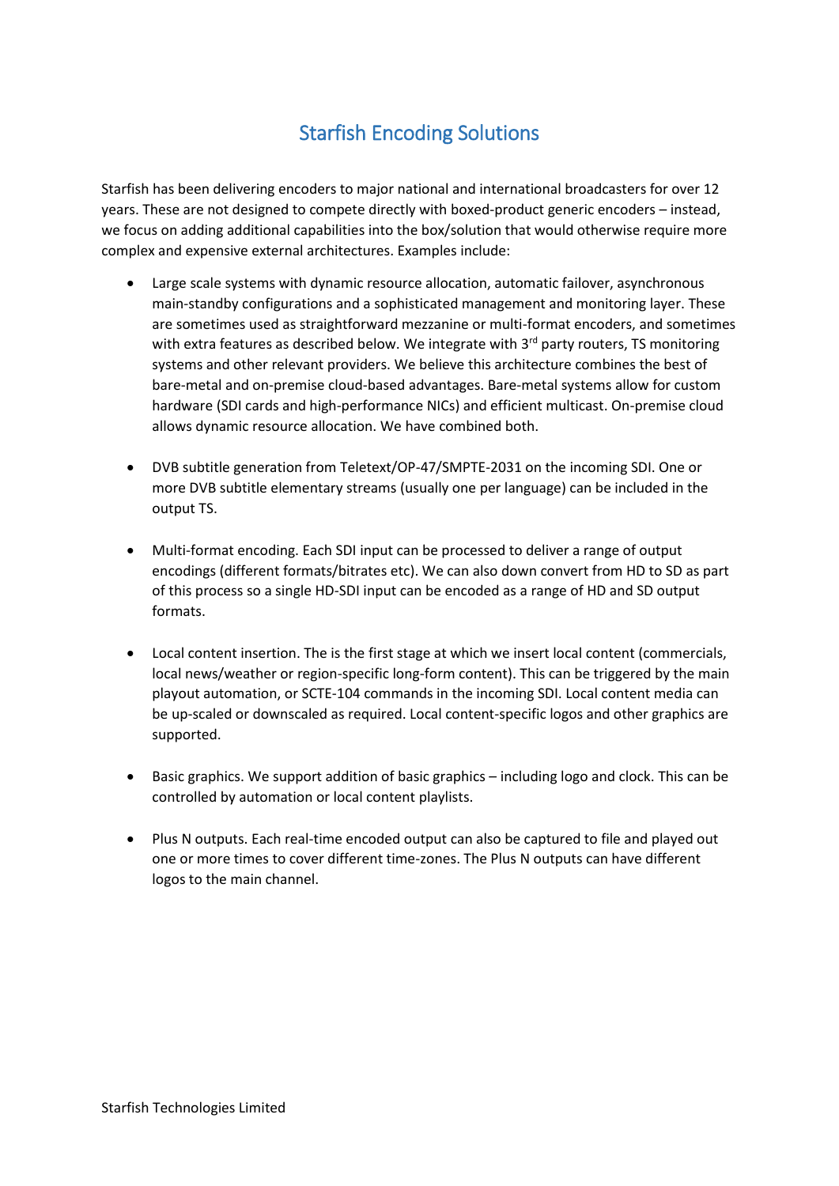# Starfish Encoding Solutions

Starfish has been delivering encoders to major national and international broadcasters for over 12 years. These are not designed to compete directly with boxed-product generic encoders – instead, we focus on adding additional capabilities into the box/solution that would otherwise require more complex and expensive external architectures. Examples include:

- Large scale systems with dynamic resource allocation, automatic failover, asynchronous main-standby configurations and a sophisticated management and monitoring layer. These are sometimes used as straightforward mezzanine or multi-format encoders, and sometimes with extra features as described below. We integrate with 3rd party routers, TS monitoring systems and other relevant providers. We believe this architecture combines the best of bare-metal and on-premise cloud-based advantages. Bare-metal systems allow for custom hardware (SDI cards and high-performance NICs) and efficient multicast. On-premise cloud allows dynamic resource allocation. We have combined both.

- DVB subtitle generation from Teletext/OP-47/SMPTE-2031 on the incoming SDI. One or more DVB subtitle elementary streams (usually one per language) can be included in the output TS.

- Multi-format encoding. Each SDI input can be processed to deliver a range of output encodings (different formats/bitrates etc). We can also down convert from HD to SD as part of this process so a single HD-SDI input can be encoded as a range of HD and SD output formats.

- Local content insertion. The is the first stage at which we insert local content (commercials, local news/weather or region-specific long-form content). This can be triggered by the main playout automation, or SCTE-104 commands in the incoming SDI. Local content media can be up-scaled or downscaled as required. Local content-specific logos and other graphics are supported.

- Basic graphics. We support addition of basic graphics – including logo and clock. This can be controlled by automation or local content playlists.

- Plus N outputs. Each real-time encoded output can also be captured to file and played out one or more times to cover different time-zones. The Plus N outputs can have different logos to the main channel.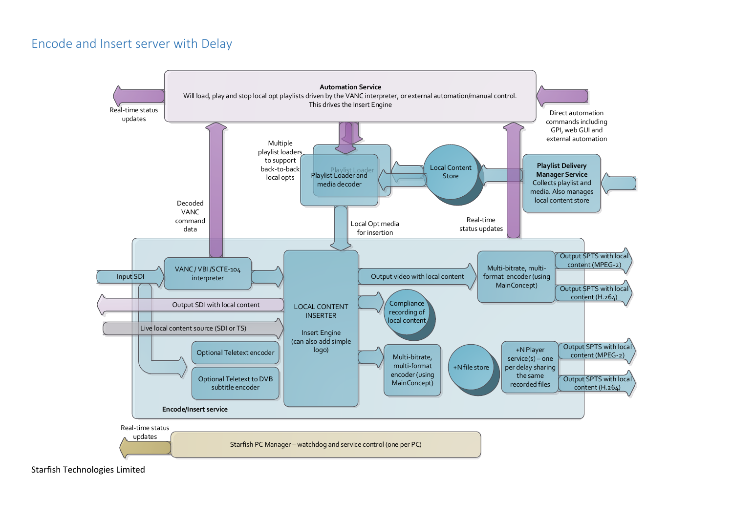# Encode and Insert server with Delay

**Automation Service**
Will load, play and stop local opt playlists driven by the VANC interpreter, or external automation/manual control.
This drives the Insert Engine

Real-time status updates

Direct automation commands including GPI, web GUI and external automation

Multiple playlist loaders to support back-to-back local opts

Playlist Loader

Playlist Loader and media decoder

Local Content Store

**Playlist Delivery Manager Service**
Collects playlist and media. Also manages local content store

Decoded VANC command data

Local Opt media for insertion

Real-time status updates

Input SDI

VANC / VBI /SCTE-104 interpreter

LOCAL CONTENT INSERTER

Insert Engine
(can also add simple logo)

Output video with local content

Multi-bitrate, multi-format encoder (using MainConcept)

Output SPTS with local content (MPEG-2)

Output SPTS with local content (H.264)

Output SDI with local content

Compliance recording of local content

Live local content source (SDI or TS)

Optional Teletext encoder

Optional Teletext to DVB subtitle encoder

Multi-bitrate, multi-format encoder (using MainConcept)

+N file store

+N Player service(s) – one per delay sharing the same recorded files

Output SPTS with local content (MPEG-2)

Output SPTS with local content (H.264)

**Encode/Insert service**

Real-time status updates

Starfish PC Manager – watchdog and service control (one per PC)

Starfish Technologies Limited